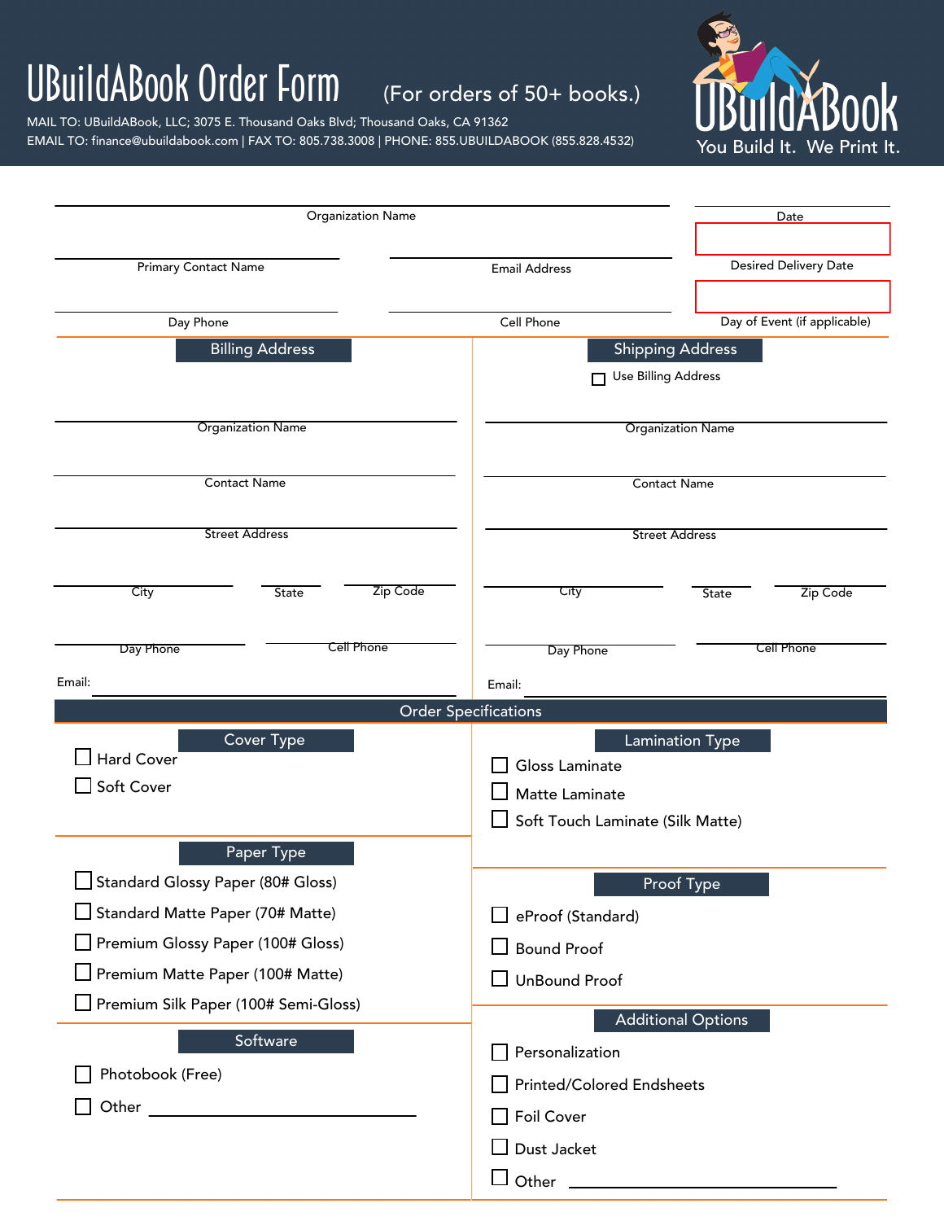# UBuildABook Order Form

(For orders of 50+ books.)

MAIL TO: UBuildABook, LLC; 3075 E. Thousand Oaks Blvd; Thousand Oaks, CA 91362

EMAIL TO: finance@ubuildabook.com | FAX TO: 805.738.3008 | PHONE: 855.UBUILDABOOK (855.828.4532)

UBuildABook

You Build It. We Print It.

Organization Name: ____________________

Date: ____________________

Primary Contact Name: ____________________

Email Address: ____________________

Desired Delivery Date: ____________________

Day Phone: ____________________

Cell Phone: ____________________

Day of Event (if applicable): ____________________

## Billing Address

Organization Name: ____________________

Contact Name: ____________________

Street Address: ____________________

City: ____________________ State: ________ Zip Code: ________

Day Phone: ____________________ Cell Phone: ____________________

Email: ____________________

## Shipping Address

☐ Use Billing Address

Organization Name: ____________________

Contact Name: ____________________

Street Address: ____________________

City: ____________________ State: ________ Zip Code: ________

Day Phone: ____________________ Cell Phone: ____________________

Email: ____________________

## Order Specifications

### Cover Type

☐ Hard Cover

☐ Soft Cover

### Lamination Type

☐ Gloss Laminate

☐ Matte Laminate

☐ Soft Touch Laminate (Silk Matte)

### Paper Type

☐ Standard Glossy Paper (80# Gloss)

☐ Standard Matte Paper (70# Matte)

☐ Premium Glossy Paper (100# Gloss)

☐ Premium Matte Paper (100# Matte)

☐ Premium Silk Paper (100# Semi-Gloss)

### Proof Type

☐ eProof (Standard)

☐ Bound Proof

☐ UnBound Proof

### Software

☐ Photobook (Free)

☐ Other ____________________

### Additional Options

☐ Personalization

☐ Printed/Colored Endsheets

☐ Foil Cover

☐ Dust Jacket

☐ Other ____________________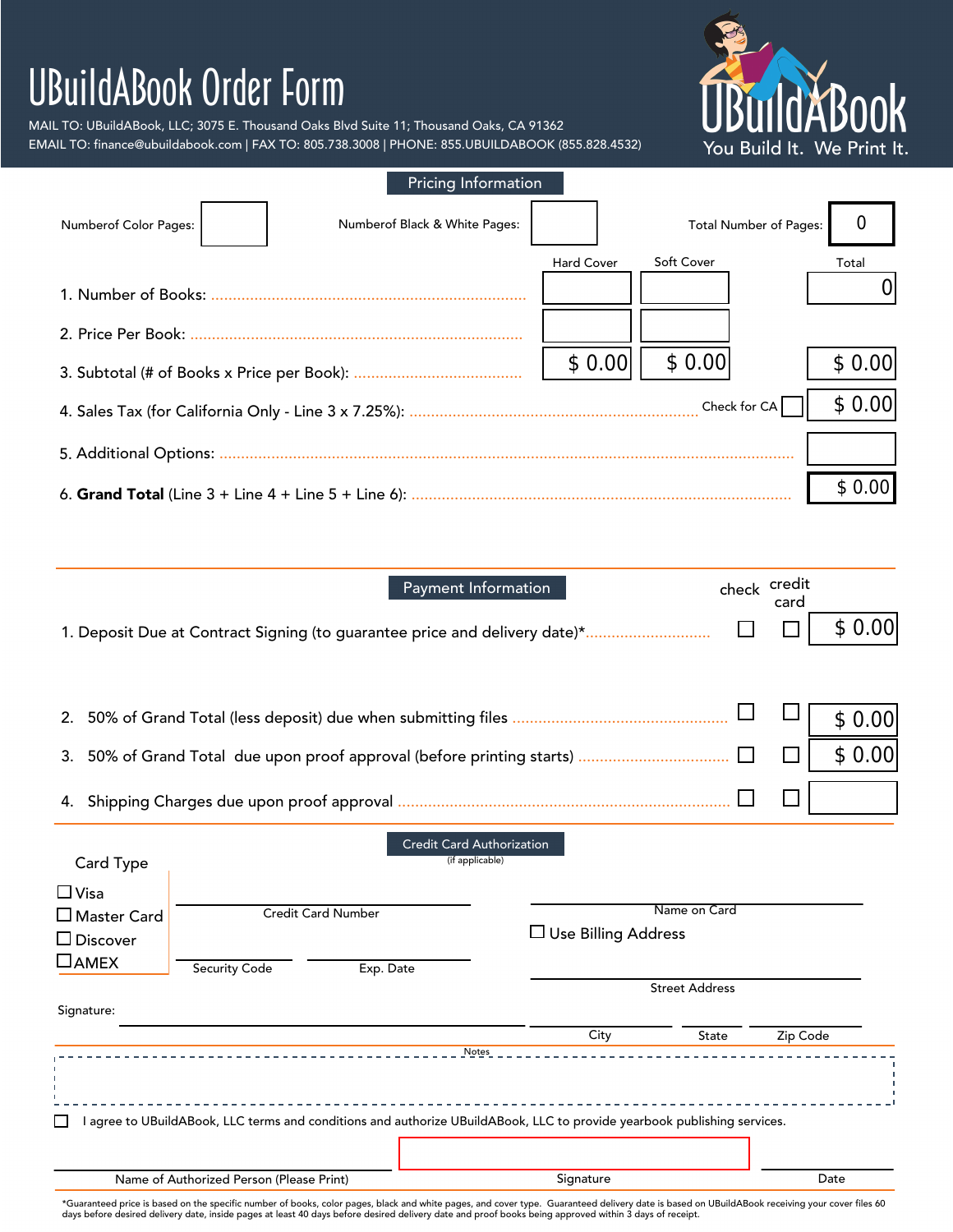# UBuildABook Order Form

MAIL TO: UBuildABook, LLC; 3075 E. Thousand Oaks Blvd Suite 11; Thousand Oaks, CA 91362
EMAIL TO: finance@ubuildabook.com | FAX TO: 805.738.3008 | PHONE: 855.UBUILDABOOK (855.828.4532)

UBuildABook
You Build It. We Print It.

## Pricing Information

Numberof Color Pages: ______ Numberof Black & White Pages: ______ Total Number of Pages: 0

| | Hard Cover | Soft Cover | | Total |
|---|---|---|---|---|
| 1. Number of Books: | | | | 0 |
| 2. Price Per Book: | | | | |
| 3. Subtotal (# of Books x Price per Book): | $ 0.00 | $ 0.00 | | $ 0.00 |
| 4. Sales Tax (for California Only - Line 3 x 7.25%): | | | Check for CA ☐ | $ 0.00 |
| 5. Additional Options: | | | | |
| 6. **Grand Total** (Line 3 + Line 4 + Line 5 + Line 6): | | | | $ 0.00 |

## Payment Information

| | check | credit card | |
|---|---|---|---|
| 1. Deposit Due at Contract Signing (to guarantee price and delivery date)* | ☐ | ☐ | $ 0.00 |
| 2. 50% of Grand Total (less deposit) due when submitting files | ☐ | ☐ | $ 0.00 |
| 3. 50% of Grand Total due upon proof approval (before printing starts) | ☐ | ☐ | $ 0.00 |
| 4. Shipping Charges due upon proof approval | ☐ | ☐ | |

## Credit Card Authorization

(if applicable)

Card Type

- ☐ Visa
- ☐ Master Card
- ☐ Discover
- ☐ AMEX

Credit Card Number ______

Security Code ______ Exp. Date ______

Name on Card ______

☐ Use Billing Address

Street Address ______

City ______ State ______ Zip Code ______

Signature: ______

Notes

☐ I agree to UBuildABook, LLC terms and conditions and authorize UBuildABook, LLC to provide yearbook publishing services.

Name of Authorized Person (Please Print) ______ Signature ______ Date ______

*Guaranteed price is based on the specific number of books, color pages, black and white pages, and cover type. Guaranteed delivery date is based on UBuildABook receiving your cover files 60 days before desired delivery date, inside pages at least 40 days before desired delivery date and proof books being approved within 3 days of receipt.